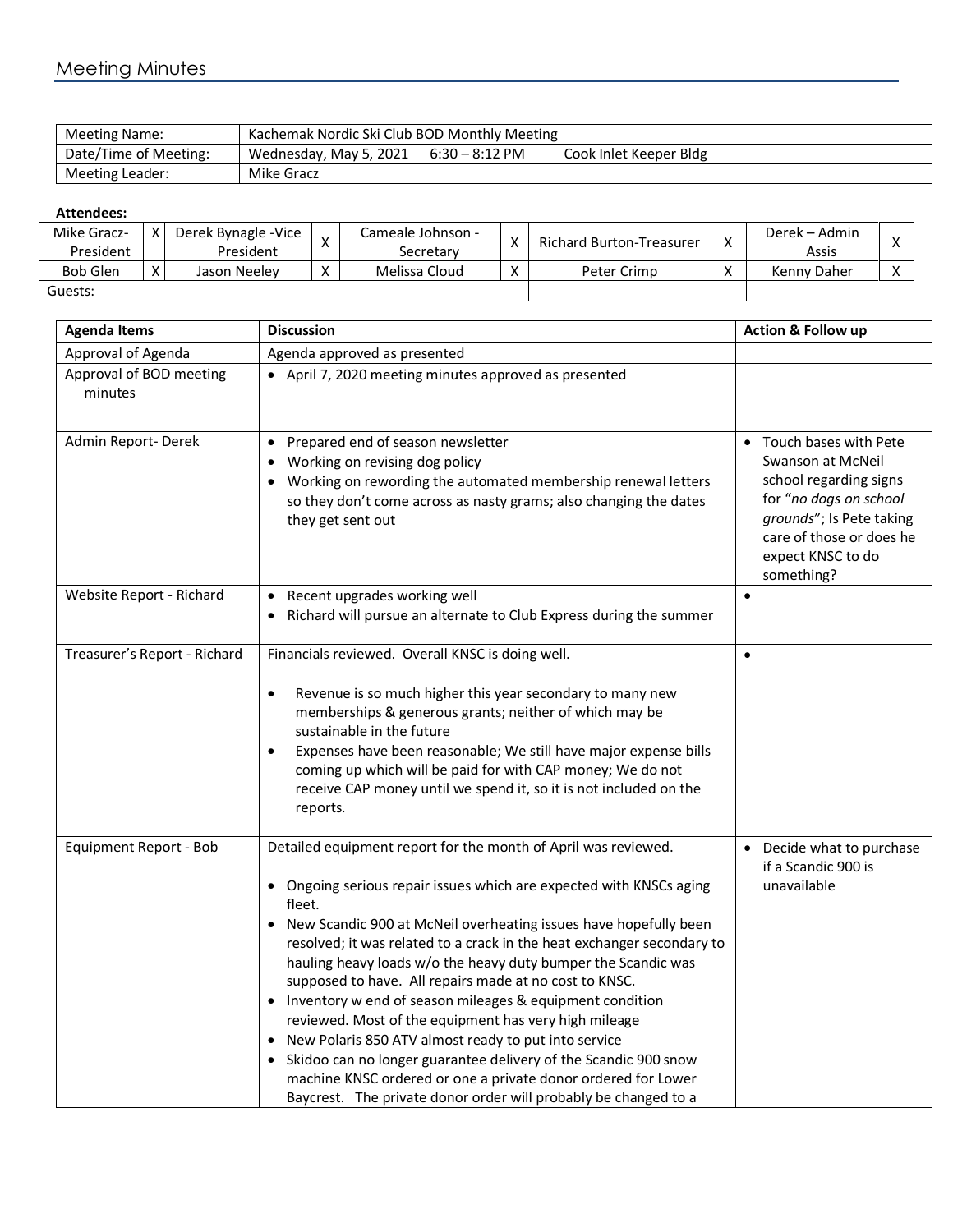# Meeting Minutes

| Meeting Name: | Kachemak Nordic Ski Club BOD Monthly Meeting |
|---|---|
| Date/Time of Meeting: | Wednesday, May 5, 2021 6:30 – 8:12 PM Cook Inlet Keeper Bldg |
| Meeting Leader: | Mike Gracz |

**Attendees:**

| Mike Gracz- President | X | Derek Bynagle -Vice President | X | Cameale Johnson - Secretary | X | Richard Burton-Treasurer | X | Derek – Admin Assis | X |
|---|---|---|---|---|---|---|---|---|---|
| Bob Glen | X | Jason Neeley | X | Melissa Cloud | X | Peter Crimp | X | Kenny Daher | X |
| Guests: | | | | | | | | | |

| Agenda Items | Discussion | Action & Follow up |
|---|---|---|
| Approval of Agenda | Agenda approved as presented | |
| Approval of BOD meeting minutes | • April 7, 2020 meeting minutes approved as presented | |
| Admin Report- Derek | • Prepared end of season newsletter<br>• Working on revising dog policy<br>• Working on rewording the automated membership renewal letters so they don't come across as nasty grams; also changing the dates they get sent out | • Touch bases with Pete Swanson at McNeil school regarding signs for "*no dogs on school grounds*"; Is Pete taking care of those or does he expect KNSC to do something? |
| Website Report - Richard | • Recent upgrades working well<br>• Richard will pursue an alternate to Club Express during the summer | • |
| Treasurer's Report - Richard | Financials reviewed. Overall KNSC is doing well.<br><br>• Revenue is so much higher this year secondary to many new memberships & generous grants; neither of which may be sustainable in the future<br>• Expenses have been reasonable; We still have major expense bills coming up which will be paid for with CAP money; We do not receive CAP money until we spend it, so it is not included on the reports. | • |
| Equipment Report - Bob | Detailed equipment report for the month of April was reviewed.<br><br>• Ongoing serious repair issues which are expected with KNSCs aging fleet.<br>• New Scandic 900 at McNeil overheating issues have hopefully been resolved; it was related to a crack in the heat exchanger secondary to hauling heavy loads w/o the heavy duty bumper the Scandic was supposed to have. All repairs made at no cost to KNSC.<br>• Inventory w end of season mileages & equipment condition reviewed. Most of the equipment has very high mileage<br>• New Polaris 850 ATV almost ready to put into service<br>• Skidoo can no longer guarantee delivery of the Scandic 900 snow machine KNSC ordered or one a private donor ordered for Lower Baycrest. The private donor order will probably be changed to a | • Decide what to purchase if a Scandic 900 is unavailable |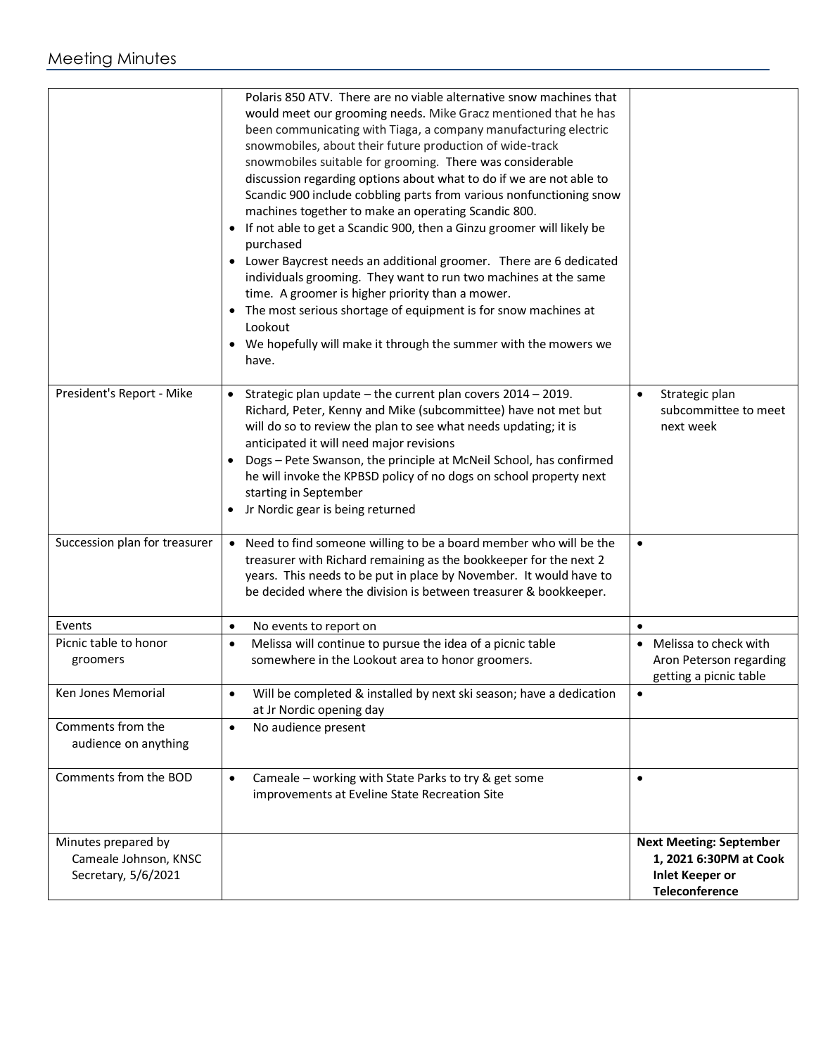## Meeting Minutes

| | | |
|---|---|---|
| | Polaris 850 ATV. There are no viable alternative snow machines that would meet our grooming needs. Mike Gracz mentioned that he has been communicating with Tiaga, a company manufacturing electric snowmobiles, about their future production of wide-track snowmobiles suitable for grooming. There was considerable discussion regarding options about what to do if we are not able to Scandic 900 include cobbling parts from various nonfunctioning snow machines together to make an operating Scandic 800.<br>• If not able to get a Scandic 900, then a Ginzu groomer will likely be purchased<br>• Lower Baycrest needs an additional groomer. There are 6 dedicated individuals grooming. They want to run two machines at the same time. A groomer is higher priority than a mower.<br>• The most serious shortage of equipment is for snow machines at Lookout<br>• We hopefully will make it through the summer with the mowers we have. | |
| President's Report - Mike | • Strategic plan update – the current plan covers 2014 – 2019. Richard, Peter, Kenny and Mike (subcommittee) have not met but will do so to review the plan to see what needs updating; it is anticipated it will need major revisions<br>• Dogs – Pete Swanson, the principle at McNeil School, has confirmed he will invoke the KPBSD policy of no dogs on school property next starting in September<br>• Jr Nordic gear is being returned | • Strategic plan subcommittee to meet next week |
| Succession plan for treasurer | • Need to find someone willing to be a board member who will be the treasurer with Richard remaining as the bookkeeper for the next 2 years. This needs to be put in place by November. It would have to be decided where the division is between treasurer & bookkeeper. | • |
| Events | • No events to report on | • |
| Picnic table to honor groomers | • Melissa will continue to pursue the idea of a picnic table somewhere in the Lookout area to honor groomers. | • Melissa to check with Aron Peterson regarding getting a picnic table |
| Ken Jones Memorial | • Will be completed & installed by next ski season; have a dedication at Jr Nordic opening day | • |
| Comments from the audience on anything | • No audience present | |
| Comments from the BOD | • Cameale – working with State Parks to try & get some improvements at Eveline State Recreation Site | • |
| Minutes prepared by Cameale Johnson, KNSC Secretary, 5/6/2021 | | **Next Meeting: September 1, 2021 6:30PM at Cook Inlet Keeper or Teleconference** |